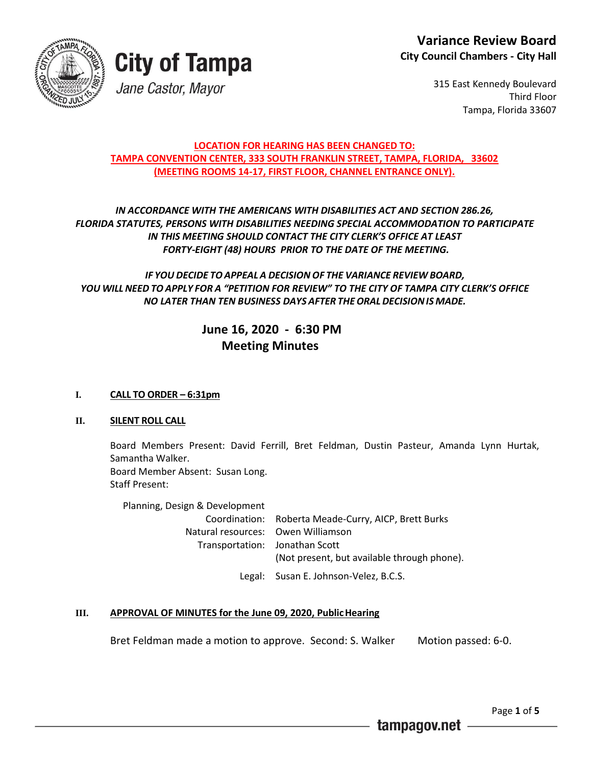# City of Tampa

*Jane Castor, Mayor*

**Variance Review Board**
**City Council Chambers - City Hall**

315 East Kennedy Boulevard
Third Floor
Tampa, Florida 33607

**LOCATION FOR HEARING HAS BEEN CHANGED TO:**
**TAMPA CONVENTION CENTER, 333 SOUTH FRANKLIN STREET, TAMPA, FLORIDA, 33602**
**(MEETING ROOMS 14-17, FIRST FLOOR, CHANNEL ENTRANCE ONLY).**

***IN ACCORDANCE WITH THE AMERICANS WITH DISABILITIES ACT AND SECTION 286.26, FLORIDA STATUTES, PERSONS WITH DISABILITIES NEEDING SPECIAL ACCOMMODATION TO PARTICIPATE IN THIS MEETING SHOULD CONTACT THE CITY CLERK'S OFFICE AT LEAST FORTY-EIGHT (48) HOURS PRIOR TO THE DATE OF THE MEETING.***

***IF YOU DECIDE TO APPEAL A DECISION OF THE VARIANCE REVIEW BOARD, YOU WILL NEED TO APPLY FOR A "PETITION FOR REVIEW" TO THE CITY OF TAMPA CITY CLERK'S OFFICE NO LATER THAN TEN BUSINESS DAYS AFTER THE ORAL DECISION IS MADE.***

## June 16, 2020 - 6:30 PM
## Meeting Minutes

**I. CALL TO ORDER – 6:31pm**

**II. SILENT ROLL CALL**

Board Members Present: David Ferrill, Bret Feldman, Dustin Pasteur, Amanda Lynn Hurtak, Samantha Walker.
Board Member Absent: Susan Long.
Staff Present:

Planning, Design & Development

| | |
|---|---|
| Coordination: | Roberta Meade-Curry, AICP, Brett Burks |
| Natural resources: | Owen Williamson |
| Transportation: | Jonathan Scott (Not present, but available through phone). |
| Legal: | Susan E. Johnson-Velez, B.C.S. |

**III. APPROVAL OF MINUTES for the June 09, 2020, Public Hearing**

Bret Feldman made a motion to approve. Second: S. Walker Motion passed: 6-0.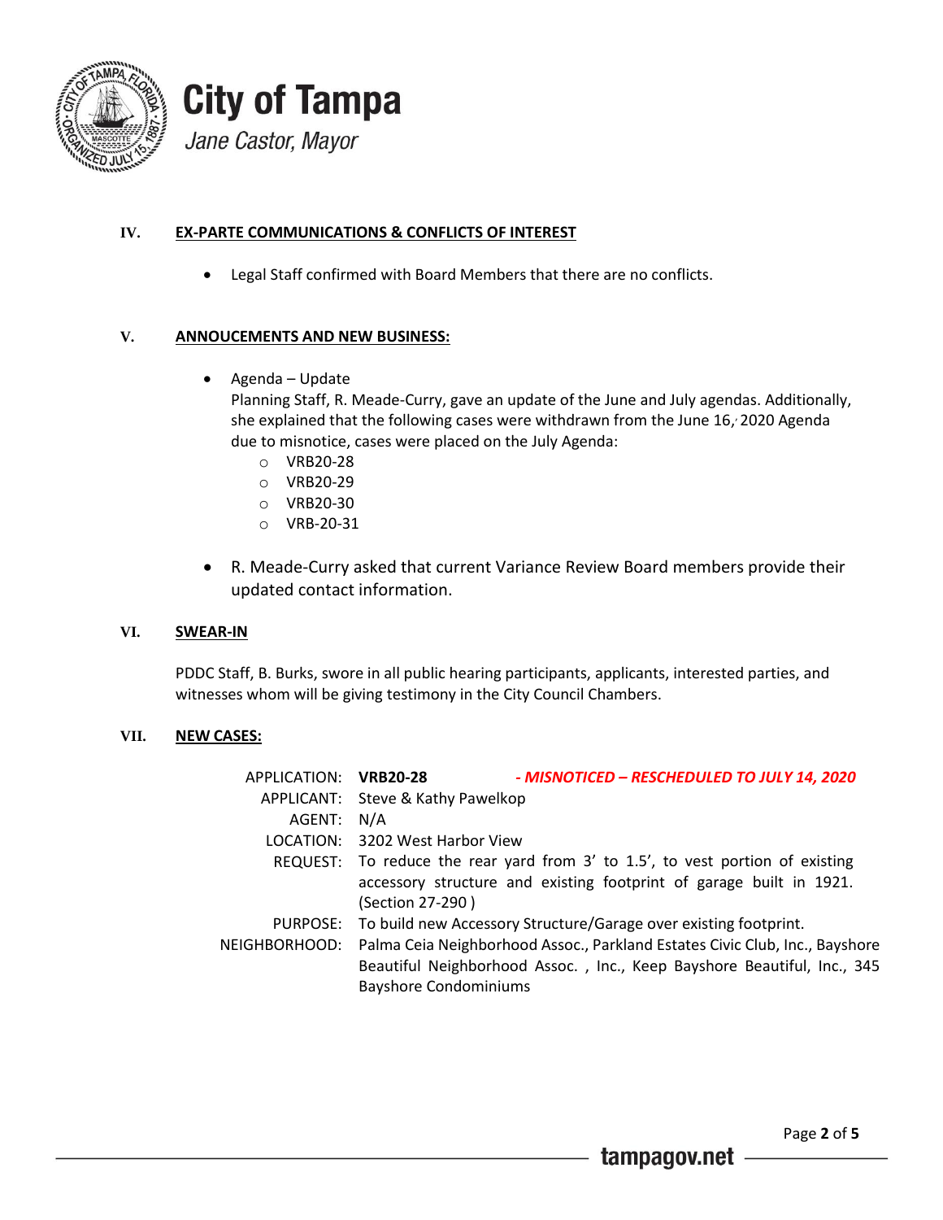## IV. EX-PARTE COMMUNICATIONS & CONFLICTS OF INTEREST

- Legal Staff confirmed with Board Members that there are no conflicts.

## V. ANNOUCEMENTS AND NEW BUSINESS:

- Agenda – Update
  Planning Staff, R. Meade-Curry, gave an update of the June and July agendas. Additionally, she explained that the following cases were withdrawn from the June 16, 2020 Agenda due to misnotice, cases were placed on the July Agenda:
  - VRB20-28
  - VRB20-29
  - VRB20-30
  - VRB-20-31
- R. Meade-Curry asked that current Variance Review Board members provide their updated contact information.

## VI. SWEAR-IN

PDDC Staff, B. Burks, swore in all public hearing participants, applicants, interested parties, and witnesses whom will be giving testimony in the City Council Chambers.

## VII. NEW CASES:

APPLICATION: **VRB20-28** ***- MISNOTICED – RESCHEDULED TO JULY 14, 2020***

APPLICANT: Steve & Kathy Pawelkop

AGENT: N/A

LOCATION: 3202 West Harbor View

REQUEST: To reduce the rear yard from 3' to 1.5', to vest portion of existing accessory structure and existing footprint of garage built in 1921. (Section 27-290 )

PURPOSE: To build new Accessory Structure/Garage over existing footprint.

NEIGHBORHOOD: Palma Ceia Neighborhood Assoc., Parkland Estates Civic Club, Inc., Bayshore Beautiful Neighborhood Assoc. , Inc., Keep Bayshore Beautiful, Inc., 345 Bayshore Condominiums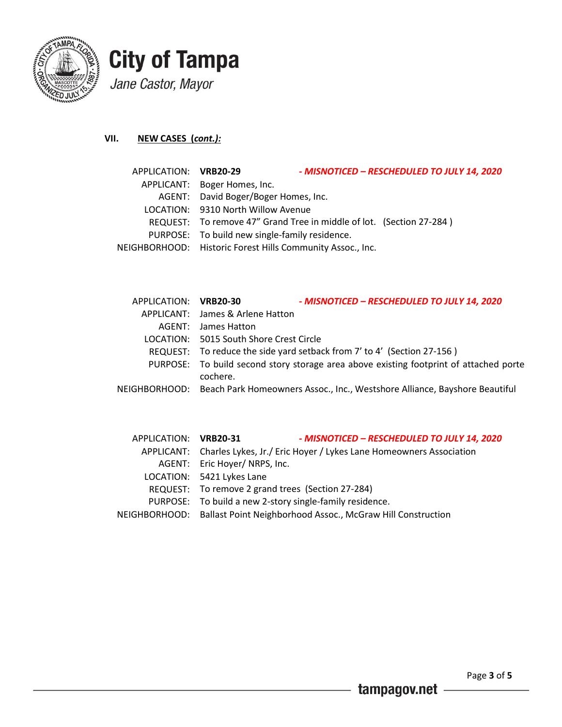**City of Tampa**

*Jane Castor, Mayor*

## VII. NEW CASES (*cont.):*

APPLICATION: **VRB20-29** ***- MISNOTICED – RESCHEDULED TO JULY 14, 2020***
APPLICANT: Boger Homes, Inc.
AGENT: David Boger/Boger Homes, Inc.
LOCATION: 9310 North Willow Avenue
REQUEST: To remove 47" Grand Tree in middle of lot. (Section 27-284 )
PURPOSE: To build new single-family residence.
NEIGHBORHOOD: Historic Forest Hills Community Assoc., Inc.

APPLICATION: **VRB20-30** ***- MISNOTICED – RESCHEDULED TO JULY 14, 2020***
APPLICANT: James & Arlene Hatton
AGENT: James Hatton
LOCATION: 5015 South Shore Crest Circle
REQUEST: To reduce the side yard setback from 7' to 4' (Section 27-156 )
PURPOSE: To build second story storage area above existing footprint of attached porte cochere.
NEIGHBORHOOD: Beach Park Homeowners Assoc., Inc., Westshore Alliance, Bayshore Beautiful

APPLICATION: **VRB20-31** ***- MISNOTICED – RESCHEDULED TO JULY 14, 2020***
APPLICANT: Charles Lykes, Jr./ Eric Hoyer / Lykes Lane Homeowners Association
AGENT: Eric Hoyer/ NRPS, Inc.
LOCATION: 5421 Lykes Lane
REQUEST: To remove 2 grand trees (Section 27-284)
PURPOSE: To build a new 2-story single-family residence.
NEIGHBORHOOD: Ballast Point Neighborhood Assoc., McGraw Hill Construction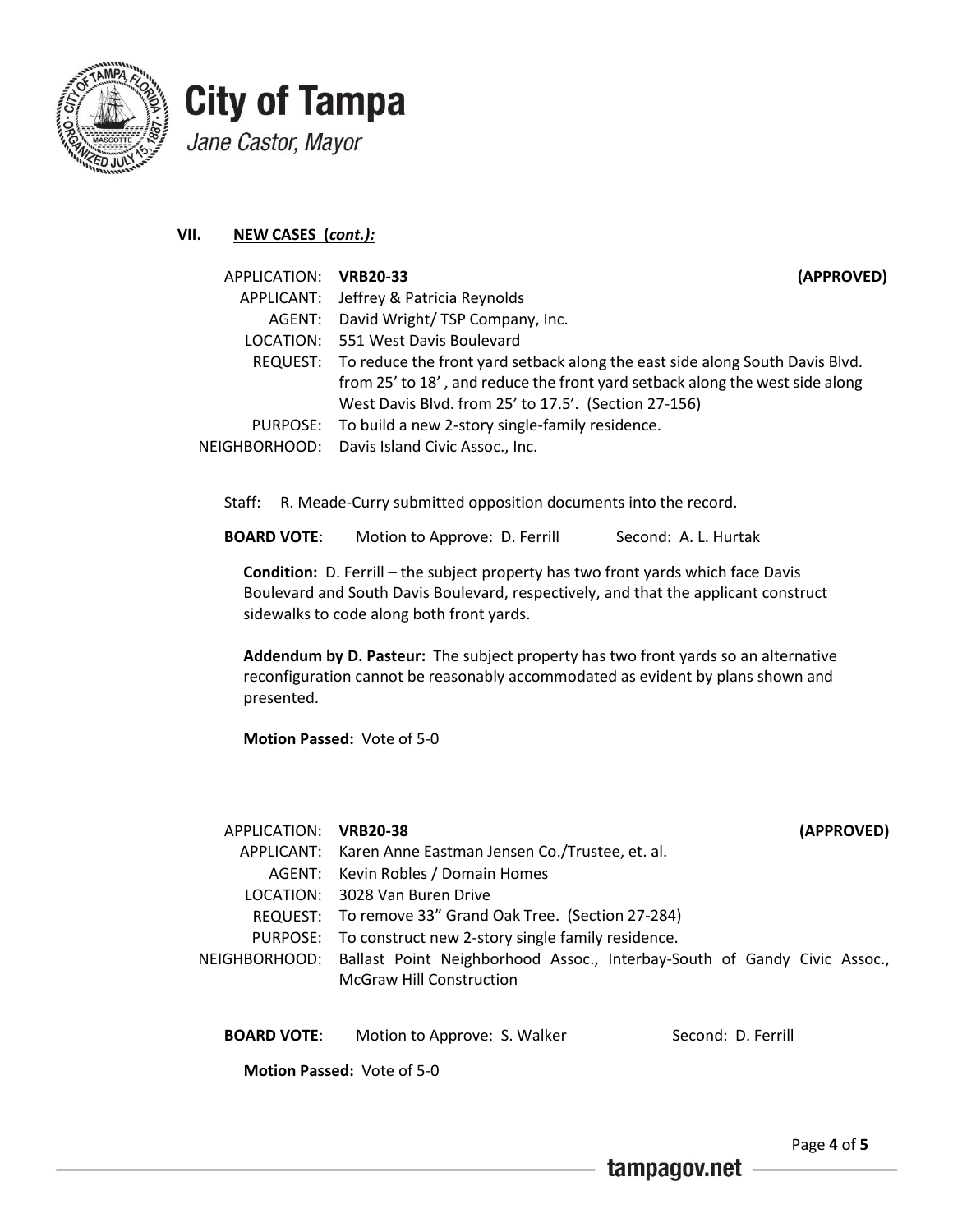# City of Tampa

*Jane Castor, Mayor*

## VII. NEW CASES (*cont.):*

APPLICATION: **VRB20-33** **(APPROVED)**
APPLICANT: Jeffrey & Patricia Reynolds
AGENT: David Wright/ TSP Company, Inc.
LOCATION: 551 West Davis Boulevard
REQUEST: To reduce the front yard setback along the east side along South Davis Blvd. from 25' to 18' , and reduce the front yard setback along the west side along West Davis Blvd. from 25' to 17.5'. (Section 27-156)
PURPOSE: To build a new 2-story single-family residence.
NEIGHBORHOOD: Davis Island Civic Assoc., Inc.

Staff: R. Meade-Curry submitted opposition documents into the record.

**BOARD VOTE**: Motion to Approve: D. Ferrill Second: A. L. Hurtak

**Condition:** D. Ferrill – the subject property has two front yards which face Davis Boulevard and South Davis Boulevard, respectively, and that the applicant construct sidewalks to code along both front yards.

**Addendum by D. Pasteur:** The subject property has two front yards so an alternative reconfiguration cannot be reasonably accommodated as evident by plans shown and presented.

**Motion Passed:** Vote of 5-0

APPLICATION: **VRB20-38** **(APPROVED)**
APPLICANT: Karen Anne Eastman Jensen Co./Trustee, et. al.
AGENT: Kevin Robles / Domain Homes
LOCATION: 3028 Van Buren Drive
REQUEST: To remove 33" Grand Oak Tree. (Section 27-284)
PURPOSE: To construct new 2-story single family residence.
NEIGHBORHOOD: Ballast Point Neighborhood Assoc., Interbay-South of Gandy Civic Assoc., McGraw Hill Construction

**BOARD VOTE**: Motion to Approve: S. Walker Second: D. Ferrill

**Motion Passed:** Vote of 5-0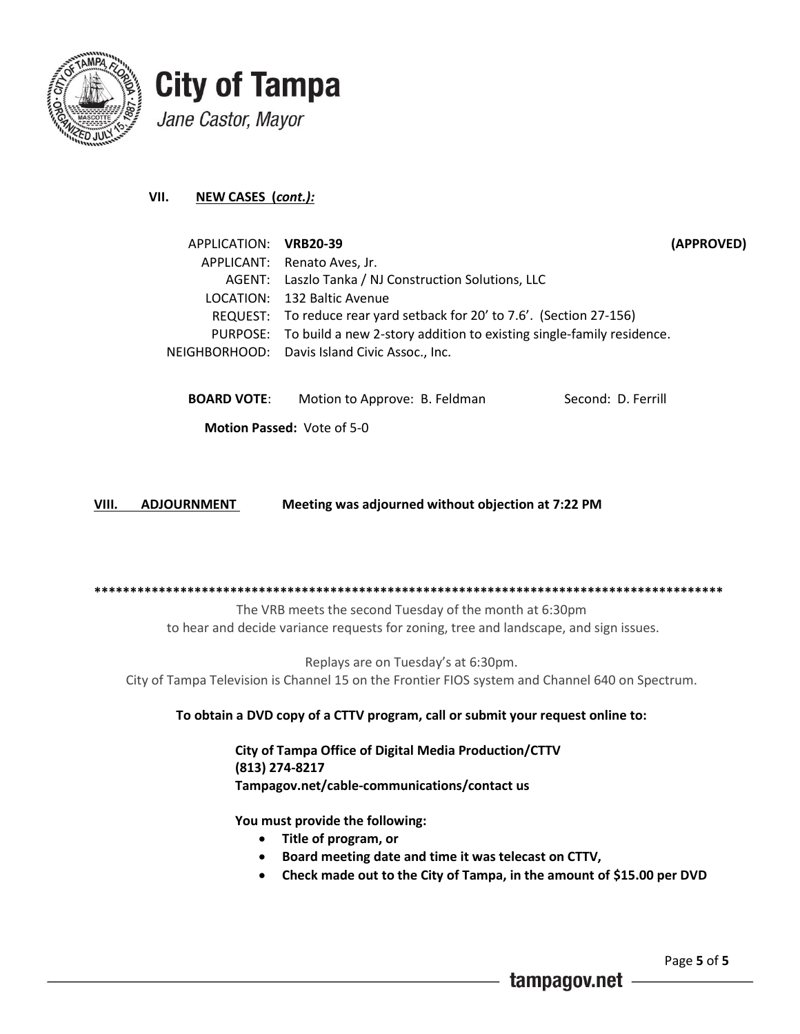**City of Tampa**

*Jane Castor, Mayor*

### VII. NEW CASES (*cont.):*

| | | |
|---|---|---|
| APPLICATION: | **VRB20-39** | **(APPROVED)** |
| APPLICANT: | Renato Aves, Jr. | |
| AGENT: | Laszlo Tanka / NJ Construction Solutions, LLC | |
| LOCATION: | 132 Baltic Avenue | |
| REQUEST: | To reduce rear yard setback for 20' to 7.6'. (Section 27-156) | |
| PURPOSE: | To build a new 2-story addition to existing single-family residence. | |
| NEIGHBORHOOD: | Davis Island Civic Assoc., Inc. | |

**BOARD VOTE**: Motion to Approve: B. Feldman Second: D. Ferrill

**Motion Passed:** Vote of 5-0

### VIII. ADJOURNMENT **Meeting was adjourned without objection at 7:22 PM**

*******************************************************************************************

The VRB meets the second Tuesday of the month at 6:30pm
to hear and decide variance requests for zoning, tree and landscape, and sign issues.

Replays are on Tuesday's at 6:30pm.
City of Tampa Television is Channel 15 on the Frontier FIOS system and Channel 640 on Spectrum.

**To obtain a DVD copy of a CTTV program, call or submit your request online to:**

**City of Tampa Office of Digital Media Production/CTTV**
**(813) 274-8217**
**Tampagov.net/cable-communications/contact us**

**You must provide the following:**

- **Title of program, or**
- **Board meeting date and time it was telecast on CTTV,**
- **Check made out to the City of Tampa, in the amount of $15.00 per DVD**